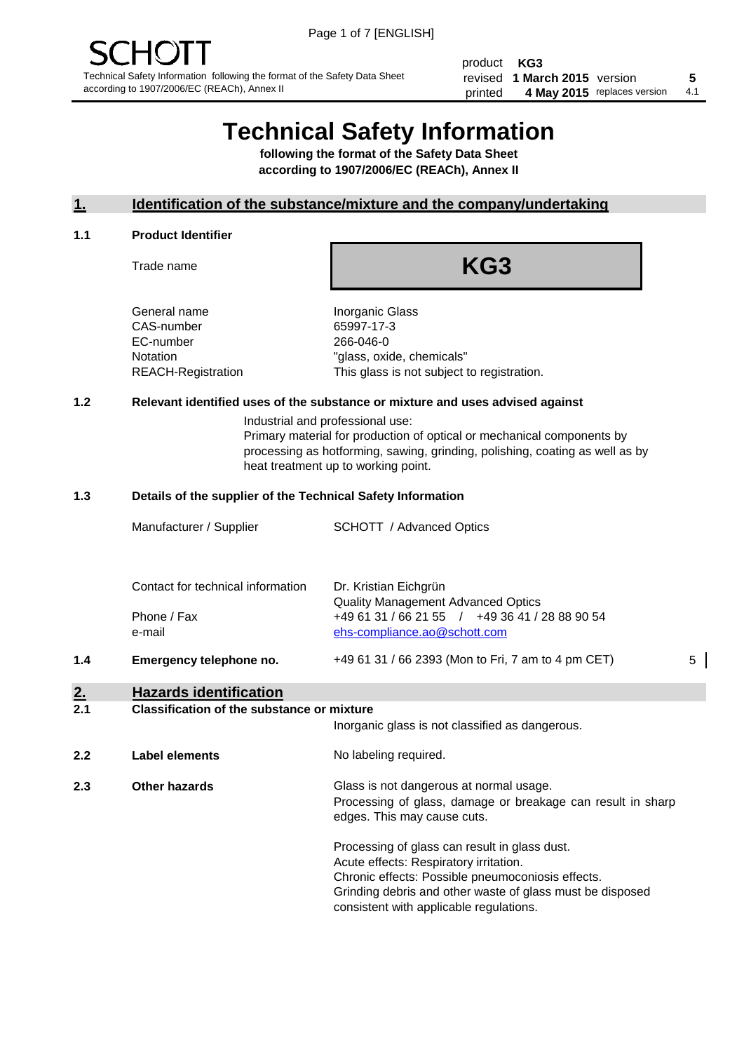SCHOTT

Technical Safety Information following the format of the Safety Data Sheet according to 1907/2006/EC (REACh), Annex II

| | | | |
|---|---|---|---|
| product | **KG3** | | |
| revised | **1 March 2015** | version | **5** |
| printed | **4 May 2015** | replaces version | 4.1 |

# Technical Safety Information

**following the format of the Safety Data Sheet according to 1907/2006/EC (REACh), Annex II**

## 1. Identification of the substance/mixture and the company/undertaking

### 1.1 Product Identifier

Trade name: **KG3**

| | |
|---|---|
| General name | Inorganic Glass |
| CAS-number | 65997-17-3 |
| EC-number | 266-046-0 |
| Notation | "glass, oxide, chemicals" |
| REACH-Registration | This glass is not subject to registration. |

### 1.2 Relevant identified uses of the substance or mixture and uses advised against

Industrial and professional use:
Primary material for production of optical or mechanical components by processing as hotforming, sawing, grinding, polishing, coating as well as by heat treatment up to working point.

### 1.3 Details of the supplier of the Technical Safety Information

| | |
|---|---|
| Manufacturer / Supplier | SCHOTT / Advanced Optics |
| Contact for technical information | Dr. Kristian Eichgrün<br>Quality Management Advanced Optics |
| Phone / Fax | +49 61 31 / 66 21 55 / +49 36 41 / 28 88 90 54 |
| e-mail | ehs-compliance.ao@schott.com |

### 1.4 Emergency telephone no.

+49 61 31 / 66 2393 (Mon to Fri, 7 am to 4 pm CET) 5

## 2. Hazards identification

### 2.1 Classification of the substance or mixture

Inorganic glass is not classified as dangerous.

### 2.2 Label elements

No labeling required.

### 2.3 Other hazards

Glass is not dangerous at normal usage.
Processing of glass, damage or breakage can result in sharp edges. This may cause cuts.

Processing of glass can result in glass dust.
Acute effects: Respiratory irritation.
Chronic effects: Possible pneumoconiosis effects.
Grinding debris and other waste of glass must be disposed consistent with applicable regulations.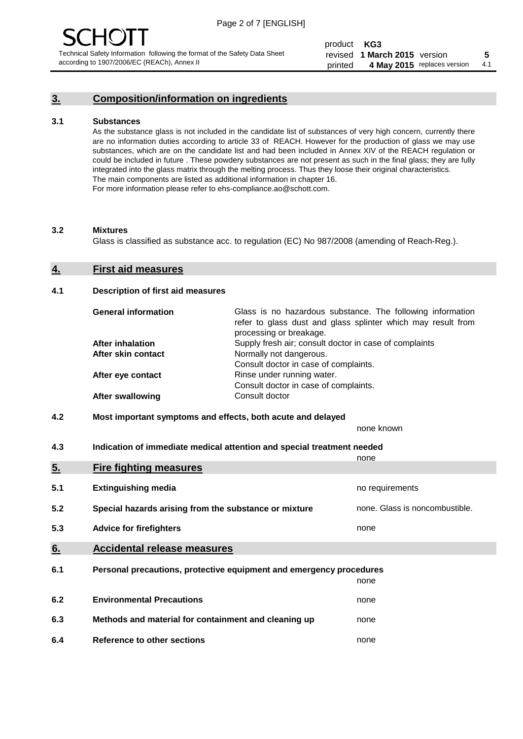## 3. Composition/information on ingredients

### 3.1 Substances

As the substance glass is not included in the candidate list of substances of very high concern, currently there are no information duties according to article 33 of REACH. However for the production of glass we may use substances, which are on the candidate list and had been included in Annex XIV of the REACH regulation or could be included in future . These powdery substances are not present as such in the final glass; they are fully integrated into the glass matrix through the melting process. Thus they loose their original characteristics. The main components are listed as additional information in chapter 16.
For more information please refer to ehs-compliance.ao@schott.com.

### 3.2 Mixtures

Glass is classified as substance acc. to regulation (EC) No 987/2008 (amending of Reach-Reg.).

## 4. First aid measures

### 4.1 Description of first aid measures

| | |
|---|---|
| **General information** | Glass is no hazardous substance. The following information refer to glass dust and glass splinter which may result from processing or breakage. |
| **After inhalation** | Supply fresh air; consult doctor in case of complaints |
| **After skin contact** | Normally not dangerous. Consult doctor in case of complaints. |
| **After eye contact** | Rinse under running water. Consult doctor in case of complaints. |
| **After swallowing** | Consult doctor |

### 4.2 Most important symptoms and effects, both acute and delayed

none known

### 4.3 Indication of immediate medical attention and special treatment needed

none

## 5. Fire fighting measures

| | | |
|---|---|---|
| 5.1 | **Extinguishing media** | no requirements |
| 5.2 | **Special hazards arising from the substance or mixture** | none. Glass is noncombustible. |
| 5.3 | **Advice for firefighters** | none |

## 6. Accidental release measures

| | | |
|---|---|---|
| 6.1 | **Personal precautions, protective equipment and emergency procedures** | none |
| 6.2 | **Environmental Precautions** | none |
| 6.3 | **Methods and material for containment and cleaning up** | none |
| 6.4 | **Reference to other sections** | none |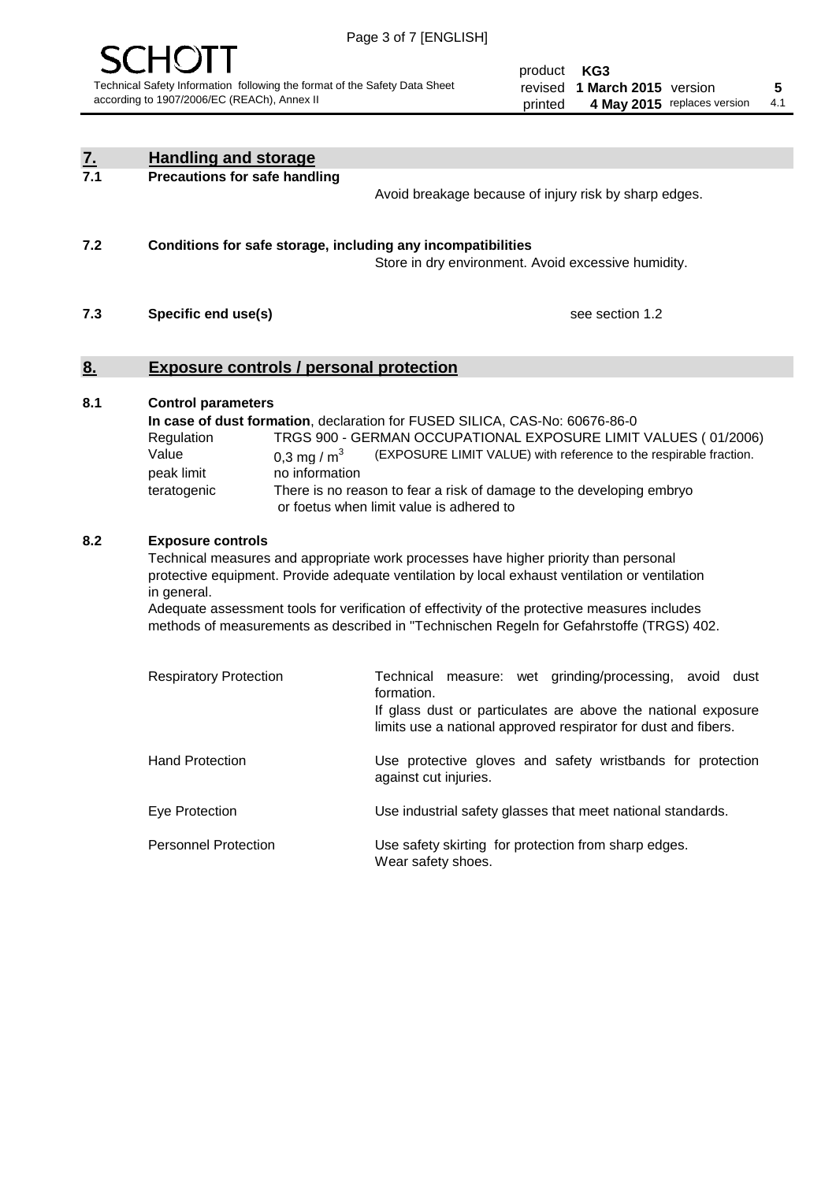## 7. Handling and storage

### 7.1 Precautions for safe handling

Avoid breakage because of injury risk by sharp edges.

### 7.2 Conditions for safe storage, including any incompatibilities

Store in dry environment. Avoid excessive humidity.

### 7.3 Specific end use(s)

see section 1.2

## 8. Exposure controls / personal protection

### 8.1 Control parameters

**In case of dust formation**, declaration for FUSED SILICA, CAS-No: 60676-86-0

| | | |
|---|---|---|
| Regulation | TRGS 900 - GERMAN OCCUPATIONAL EXPOSURE LIMIT VALUES ( 01/2006) | |
| Value | 0,3 mg / $m^3$ | (EXPOSURE LIMIT VALUE) with reference to the respirable fraction. |
| peak limit | no information | |
| teratogenic | There is no reason to fear a risk of damage to the developing embryo or foetus when limit value is adhered to | |

### 8.2 Exposure controls

Technical measures and appropriate work processes have higher priority than personal protective equipment. Provide adequate ventilation by local exhaust ventilation or ventilation in general.
Adequate assessment tools for verification of effectivity of the protective measures includes methods of measurements as described in "Technischen Regeln for Gefahrstoffe (TRGS) 402.

| | |
|---|---|
| Respiratory Protection | Technical measure: wet grinding/processing, avoid dust formation. If glass dust or particulates are above the national exposure limits use a national approved respirator for dust and fibers. |
| Hand Protection | Use protective gloves and safety wristbands for protection against cut injuries. |
| Eye Protection | Use industrial safety glasses that meet national standards. |
| Personnel Protection | Use safety skirting for protection from sharp edges. Wear safety shoes. |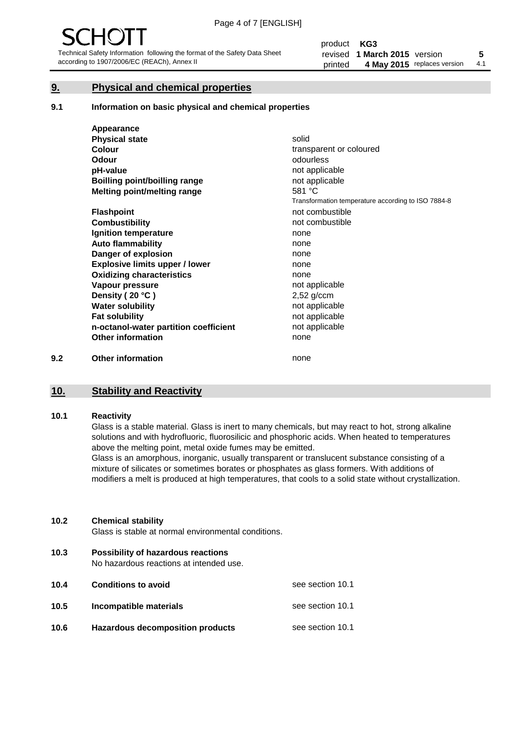## 9. Physical and chemical properties

### 9.1 Information on basic physical and chemical properties

| Property | Value |
|---|---|
| **Appearance** | |
| **Physical state** | solid |
| **Colour** | transparent or coloured |
| **Odour** | odourless |
| **pH-value** | not applicable |
| **Boilling point/boilling range** | not applicable |
| **Melting point/melting range** | 581 °C<br>Transformation temperature according to ISO 7884-8 |
| **Flashpoint** | not combustible |
| **Combustibility** | not combustible |
| **Ignition temperature** | none |
| **Auto flammability** | none |
| **Danger of explosion** | none |
| **Explosive limits upper / lower** | none |
| **Oxidizing characteristics** | none |
| **Vapour pressure** | not applicable |
| **Density ( 20 °C )** | 2,52 g/ccm |
| **Water solubility** | not applicable |
| **Fat solubility** | not applicable |
| **n-octanol-water partition coefficient** | not applicable |
| **Other information** | none |

### 9.2 Other information

none

## 10. Stability and Reactivity

### 10.1 Reactivity

Glass is a stable material. Glass is inert to many chemicals, but may react to hot, strong alkaline solutions and with hydrofluoric, fluorosilicic and phosphoric acids. When heated to temperatures above the melting point, metal oxide fumes may be emitted.

Glass is an amorphous, inorganic, usually transparent or translucent substance consisting of a mixture of silicates or sometimes borates or phosphates as glass formers. With additions of modifiers a melt is produced at high temperatures, that cools to a solid state without crystallization.

### 10.2 Chemical stability

Glass is stable at normal environmental conditions.

### 10.3 Possibility of hazardous reactions

No hazardous reactions at intended use.

### 10.4 Conditions to avoid

see section 10.1

### 10.5 Incompatible materials

see section 10.1

### 10.6 Hazardous decomposition products

see section 10.1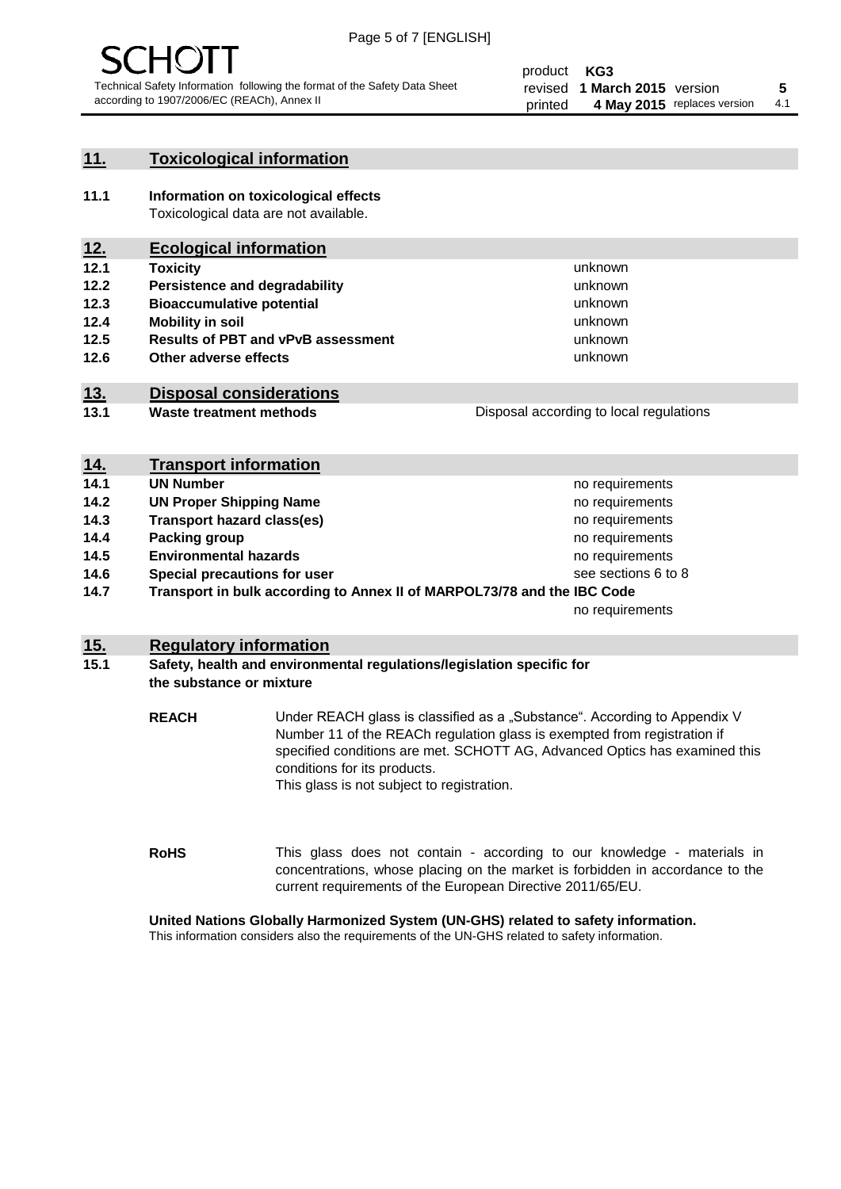## 11. Toxicological information

**11.1 Information on toxicological effects**
Toxicological data are not available.

## 12. Ecological information

| | | |
|---|---|---|
| **12.1** | **Toxicity** | unknown |
| **12.2** | **Persistence and degradability** | unknown |
| **12.3** | **Bioaccumulative potential** | unknown |
| **12.4** | **Mobility in soil** | unknown |
| **12.5** | **Results of PBT and vPvB assessment** | unknown |
| **12.6** | **Other adverse effects** | unknown |

## 13. Disposal considerations

| | | |
|---|---|---|
| **13.1** | **Waste treatment methods** | Disposal according to local regulations |

## 14. Transport information

| | | |
|---|---|---|
| **14.1** | **UN Number** | no requirements |
| **14.2** | **UN Proper Shipping Name** | no requirements |
| **14.3** | **Transport hazard class(es)** | no requirements |
| **14.4** | **Packing group** | no requirements |
| **14.5** | **Environmental hazards** | no requirements |
| **14.6** | **Special precautions for user** | see sections 6 to 8 |
| **14.7** | **Transport in bulk according to Annex II of MARPOL73/78 and the IBC Code** | no requirements |

## 15. Regulatory information

**15.1 Safety, health and environmental regulations/legislation specific for the substance or mixture**

**REACH** Under REACH glass is classified as a „Substance". According to Appendix V Number 11 of the REACh regulation glass is exempted from registration if specified conditions are met. SCHOTT AG, Advanced Optics has examined this conditions for its products.
This glass is not subject to registration.

**RoHS** This glass does not contain - according to our knowledge - materials in concentrations, whose placing on the market is forbidden in accordance to the current requirements of the European Directive 2011/65/EU.

**United Nations Globally Harmonized System (UN-GHS) related to safety information.**
This information considers also the requirements of the UN-GHS related to safety information.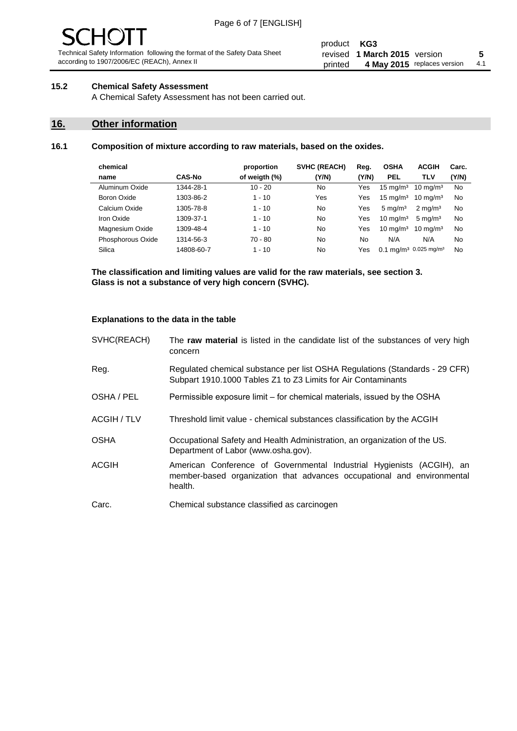### 15.2 Chemical Safety Assessment

A Chemical Safety Assessment has not been carried out.

## 16. Other information

### 16.1 Composition of mixture according to raw materials, based on the oxides.

| chemical name | CAS-No | proportion of weigth (%) | SVHC (REACH) (Y/N) | Reg. (Y/N) | OSHA PEL | ACGIH TLV | Carc. (Y/N) |
|---|---|---|---|---|---|---|---|
| Aluminum Oxide | 1344-28-1 | 10 - 20 | No | Yes | 15 mg/m³ | 10 mg/m³ | No |
| Boron Oxide | 1303-86-2 | 1 - 10 | Yes | Yes | 15 mg/m³ | 10 mg/m³ | No |
| Calcium Oxide | 1305-78-8 | 1 - 10 | No | Yes | 5 mg/m³ | 2 mg/m³ | No |
| Iron Oxide | 1309-37-1 | 1 - 10 | No | Yes | 10 mg/m³ | 5 mg/m³ | No |
| Magnesium Oxide | 1309-48-4 | 1 - 10 | No | Yes | 10 mg/m³ | 10 mg/m³ | No |
| Phosphorous Oxide | 1314-56-3 | 70 - 80 | No | No | N/A | N/A | No |
| Silica | 14808-60-7 | 1 - 10 | No | Yes | 0.1 mg/m³ | 0.025 mg/m³ | No |

**The classification and limiting values are valid for the raw materials, see section 3.**
**Glass is not a substance of very high concern (SVHC).**

**Explanations to the data in the table**

SVHC(REACH) — The **raw material** is listed in the candidate list of the substances of very high concern

Reg. — Regulated chemical substance per list OSHA Regulations (Standards - 29 CFR) Subpart 1910.1000 Tables Z1 to Z3 Limits for Air Contaminants

OSHA / PEL — Permissible exposure limit – for chemical materials, issued by the OSHA

ACGIH / TLV — Threshold limit value - chemical substances classification by the ACGIH

OSHA — Occupational Safety and Health Administration, an organization of the US. Department of Labor (www.osha.gov).

ACGIH — American Conference of Governmental Industrial Hygienists (ACGIH), an member-based organization that advances occupational and environmental health.

Carc. — Chemical substance classified as carcinogen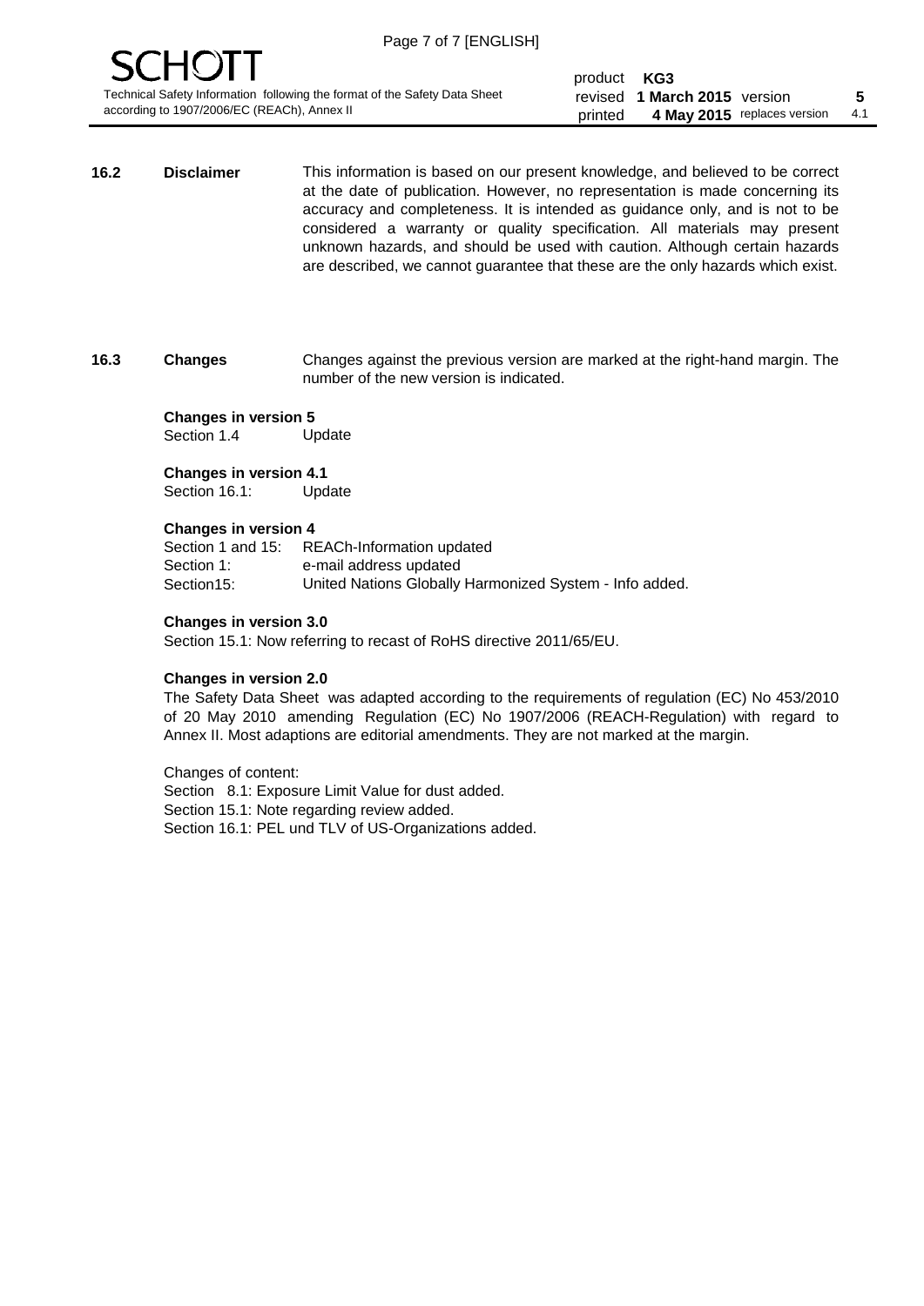**16.2 Disclaimer**

This information is based on our present knowledge, and believed to be correct at the date of publication. However, no representation is made concerning its accuracy and completeness. It is intended as guidance only, and is not to be considered a warranty or quality specification. All materials may present unknown hazards, and should be used with caution. Although certain hazards are described, we cannot guarantee that these are the only hazards which exist.

**16.3 Changes**

Changes against the previous version are marked at the right-hand margin. The number of the new version is indicated.

**Changes in version 5**

Section 1.4 Update

**Changes in version 4.1**

Section 16.1: Update

**Changes in version 4**

| | |
|---|---|
| Section 1 and 15: | REACh-Information updated |
| Section 1: | e-mail address updated |
| Section15: | United Nations Globally Harmonized System - Info added. |

**Changes in version 3.0**

Section 15.1: Now referring to recast of RoHS directive 2011/65/EU.

**Changes in version 2.0**

The Safety Data Sheet was adapted according to the requirements of regulation (EC) No 453/2010 of 20 May 2010 amending Regulation (EC) No 1907/2006 (REACH-Regulation) with regard to Annex II. Most adaptions are editorial amendments. They are not marked at the margin.

Changes of content:
Section 8.1: Exposure Limit Value for dust added.
Section 15.1: Note regarding review added.
Section 16.1: PEL und TLV of US-Organizations added.